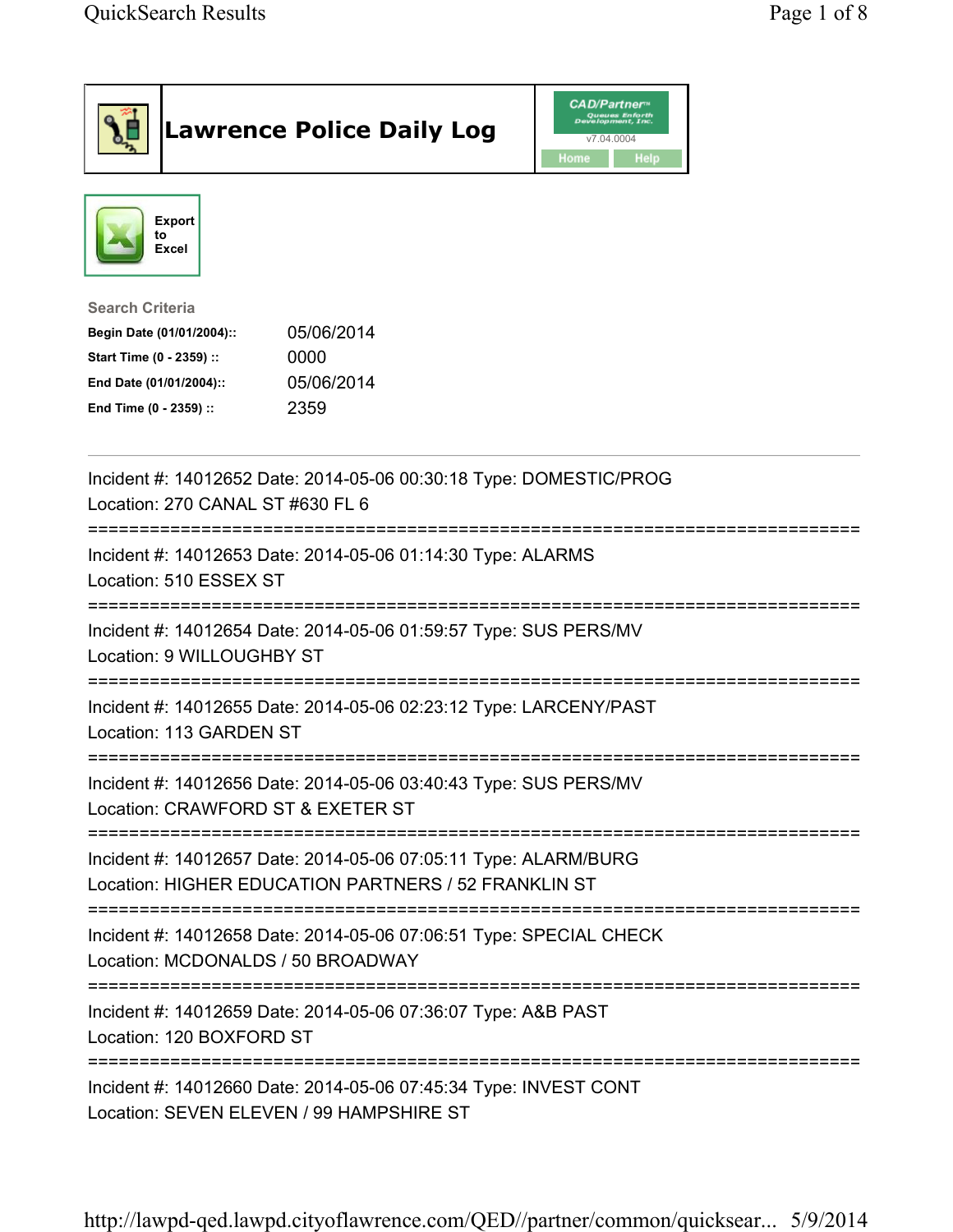# Lawrence Police Daily Log

CAD/Partner™ v7.04.0004

Home | Help

Export to Excel

**Search Criteria**

| | |
|---|---|
| **Begin Date (01/01/2004)::** | 05/06/2014 |
| **Start Time (0 - 2359) ::** | 0000 |
| **End Date (01/01/2004)::** | 05/06/2014 |
| **End Time (0 - 2359) ::** | 2359 |

---

Incident #: 14012652 Date: 2014-05-06 00:30:18 Type: DOMESTIC/PROG
Location: 270 CANAL ST #630 FL 6

===========================================================================

Incident #: 14012653 Date: 2014-05-06 01:14:30 Type: ALARMS
Location: 510 ESSEX ST

===========================================================================

Incident #: 14012654 Date: 2014-05-06 01:59:57 Type: SUS PERS/MV
Location: 9 WILLOUGHBY ST

===========================================================================

Incident #: 14012655 Date: 2014-05-06 02:23:12 Type: LARCENY/PAST
Location: 113 GARDEN ST

===========================================================================

Incident #: 14012656 Date: 2014-05-06 03:40:43 Type: SUS PERS/MV
Location: CRAWFORD ST & EXETER ST

===========================================================================

Incident #: 14012657 Date: 2014-05-06 07:05:11 Type: ALARM/BURG
Location: HIGHER EDUCATION PARTNERS / 52 FRANKLIN ST

===========================================================================

Incident #: 14012658 Date: 2014-05-06 07:06:51 Type: SPECIAL CHECK
Location: MCDONALDS / 50 BROADWAY

===========================================================================

Incident #: 14012659 Date: 2014-05-06 07:36:07 Type: A&B PAST
Location: 120 BOXFORD ST

===========================================================================

Incident #: 14012660 Date: 2014-05-06 07:45:34 Type: INVEST CONT
Location: SEVEN ELEVEN / 99 HAMPSHIRE ST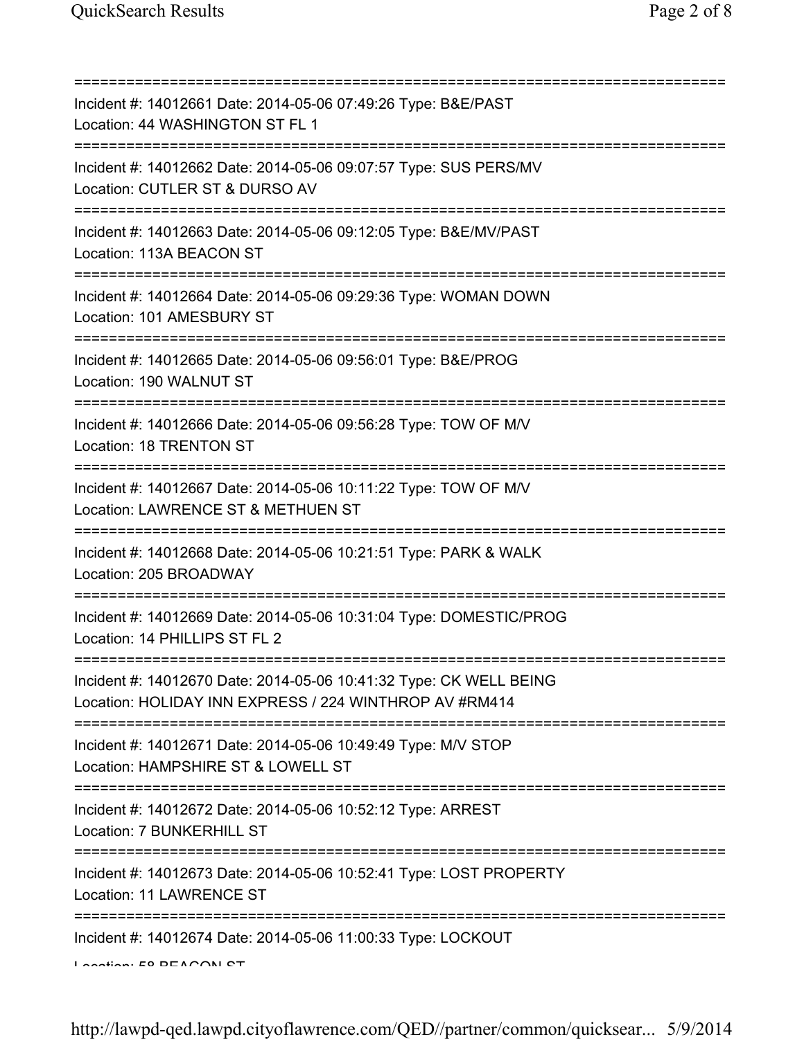===========================================================================
Incident #: 14012661 Date: 2014-05-06 07:49:26 Type: B&E/PAST
Location: 44 WASHINGTON ST FL 1
===========================================================================
Incident #: 14012662 Date: 2014-05-06 09:07:57 Type: SUS PERS/MV
Location: CUTLER ST & DURSO AV
===========================================================================
Incident #: 14012663 Date: 2014-05-06 09:12:05 Type: B&E/MV/PAST
Location: 113A BEACON ST
===========================================================================
Incident #: 14012664 Date: 2014-05-06 09:29:36 Type: WOMAN DOWN
Location: 101 AMESBURY ST
===========================================================================
Incident #: 14012665 Date: 2014-05-06 09:56:01 Type: B&E/PROG
Location: 190 WALNUT ST
===========================================================================
Incident #: 14012666 Date: 2014-05-06 09:56:28 Type: TOW OF M/V
Location: 18 TRENTON ST
===========================================================================
Incident #: 14012667 Date: 2014-05-06 10:11:22 Type: TOW OF M/V
Location: LAWRENCE ST & METHUEN ST
===========================================================================
Incident #: 14012668 Date: 2014-05-06 10:21:51 Type: PARK & WALK
Location: 205 BROADWAY
===========================================================================
Incident #: 14012669 Date: 2014-05-06 10:31:04 Type: DOMESTIC/PROG
Location: 14 PHILLIPS ST FL 2
===========================================================================
Incident #: 14012670 Date: 2014-05-06 10:41:32 Type: CK WELL BEING
Location: HOLIDAY INN EXPRESS / 224 WINTHROP AV #RM414
===========================================================================
Incident #: 14012671 Date: 2014-05-06 10:49:49 Type: M/V STOP
Location: HAMPSHIRE ST & LOWELL ST
===========================================================================
Incident #: 14012672 Date: 2014-05-06 10:52:12 Type: ARREST
Location: 7 BUNKERHILL ST
===========================================================================
Incident #: 14012673 Date: 2014-05-06 10:52:41 Type: LOST PROPERTY
Location: 11 LAWRENCE ST
===========================================================================
Incident #: 14012674 Date: 2014-05-06 11:00:33 Type: LOCKOUT
Location: 58 BEACON ST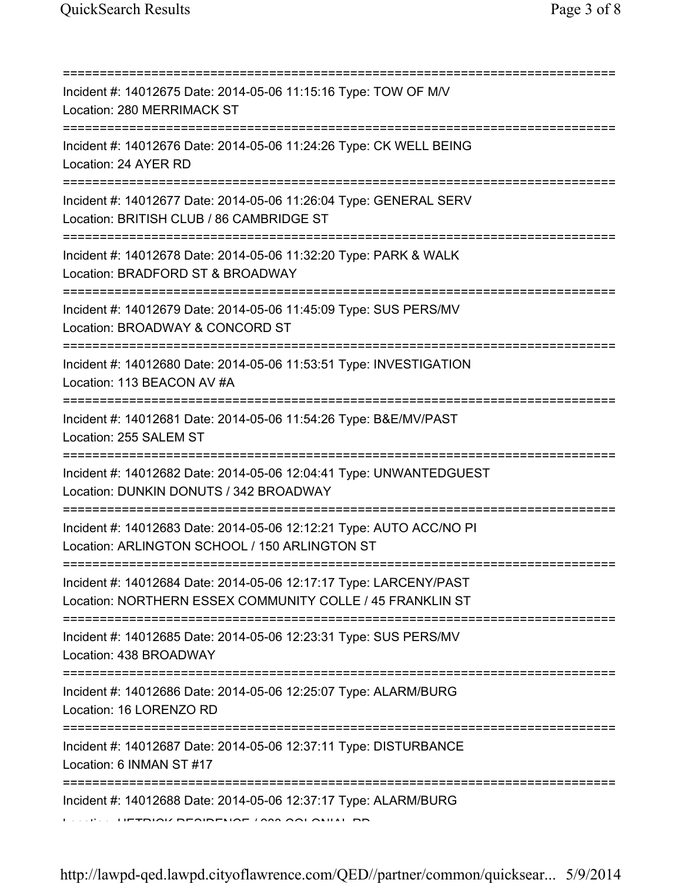===========================================================================

Incident #: 14012675 Date: 2014-05-06 11:15:16 Type: TOW OF M/V
Location: 280 MERRIMACK ST

===========================================================================

Incident #: 14012676 Date: 2014-05-06 11:24:26 Type: CK WELL BEING
Location: 24 AYER RD

===========================================================================

Incident #: 14012677 Date: 2014-05-06 11:26:04 Type: GENERAL SERV
Location: BRITISH CLUB / 86 CAMBRIDGE ST

===========================================================================

Incident #: 14012678 Date: 2014-05-06 11:32:20 Type: PARK & WALK
Location: BRADFORD ST & BROADWAY

===========================================================================

Incident #: 14012679 Date: 2014-05-06 11:45:09 Type: SUS PERS/MV
Location: BROADWAY & CONCORD ST

===========================================================================

Incident #: 14012680 Date: 2014-05-06 11:53:51 Type: INVESTIGATION
Location: 113 BEACON AV #A

===========================================================================

Incident #: 14012681 Date: 2014-05-06 11:54:26 Type: B&E/MV/PAST
Location: 255 SALEM ST

===========================================================================

Incident #: 14012682 Date: 2014-05-06 12:04:41 Type: UNWANTEDGUEST
Location: DUNKIN DONUTS / 342 BROADWAY

===========================================================================

Incident #: 14012683 Date: 2014-05-06 12:12:21 Type: AUTO ACC/NO PI
Location: ARLINGTON SCHOOL / 150 ARLINGTON ST

===========================================================================

Incident #: 14012684 Date: 2014-05-06 12:17:17 Type: LARCENY/PAST
Location: NORTHERN ESSEX COMMUNITY COLLE / 45 FRANKLIN ST

===========================================================================

Incident #: 14012685 Date: 2014-05-06 12:23:31 Type: SUS PERS/MV
Location: 438 BROADWAY

===========================================================================

Incident #: 14012686 Date: 2014-05-06 12:25:07 Type: ALARM/BURG
Location: 16 LORENZO RD

===========================================================================

Incident #: 14012687 Date: 2014-05-06 12:37:11 Type: DISTURBANCE
Location: 6 INMAN ST #17

===========================================================================

Incident #: 14012688 Date: 2014-05-06 12:37:17 Type: ALARM/BURG
Location: HETRICK RESIDENCE / 222 COLONIAL RD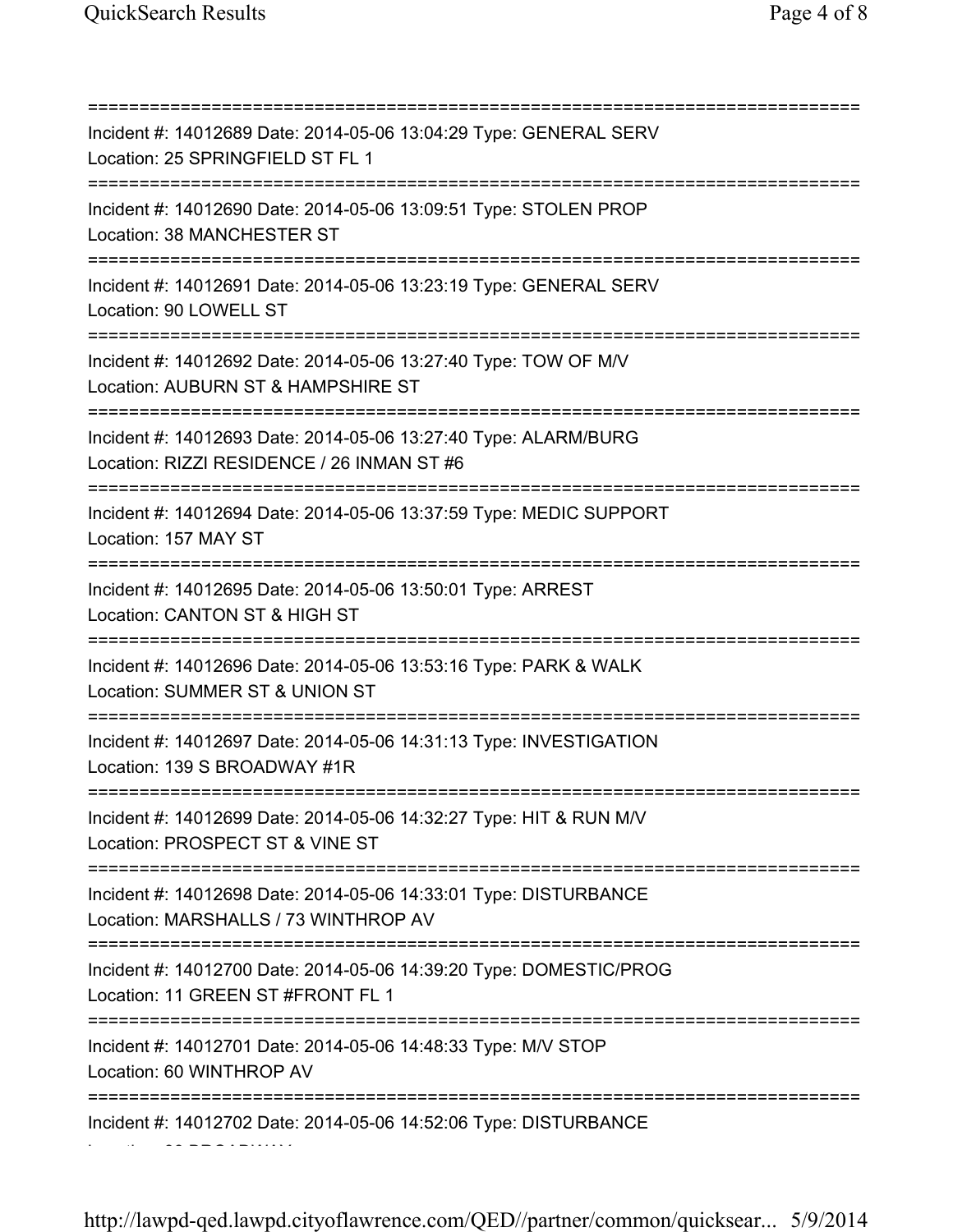Incident #: 14012689 Date: 2014-05-06 13:04:29 Type: GENERAL SERV
Location: 25 SPRINGFIELD ST FL 1

Incident #: 14012690 Date: 2014-05-06 13:09:51 Type: STOLEN PROP
Location: 38 MANCHESTER ST

Incident #: 14012691 Date: 2014-05-06 13:23:19 Type: GENERAL SERV
Location: 90 LOWELL ST

Incident #: 14012692 Date: 2014-05-06 13:27:40 Type: TOW OF M/V
Location: AUBURN ST & HAMPSHIRE ST

Incident #: 14012693 Date: 2014-05-06 13:27:40 Type: ALARM/BURG
Location: RIZZI RESIDENCE / 26 INMAN ST #6

Incident #: 14012694 Date: 2014-05-06 13:37:59 Type: MEDIC SUPPORT
Location: 157 MAY ST

Incident #: 14012695 Date: 2014-05-06 13:50:01 Type: ARREST
Location: CANTON ST & HIGH ST

Incident #: 14012696 Date: 2014-05-06 13:53:16 Type: PARK & WALK
Location: SUMMER ST & UNION ST

Incident #: 14012697 Date: 2014-05-06 14:31:13 Type: INVESTIGATION
Location: 139 S BROADWAY #1R

Incident #: 14012699 Date: 2014-05-06 14:32:27 Type: HIT & RUN M/V
Location: PROSPECT ST & VINE ST

Incident #: 14012698 Date: 2014-05-06 14:33:01 Type: DISTURBANCE
Location: MARSHALLS / 73 WINTHROP AV

Incident #: 14012700 Date: 2014-05-06 14:39:20 Type: DOMESTIC/PROG
Location: 11 GREEN ST #FRONT FL 1

Incident #: 14012701 Date: 2014-05-06 14:48:33 Type: M/V STOP
Location: 60 WINTHROP AV

Incident #: 14012702 Date: 2014-05-06 14:52:06 Type: DISTURBANCE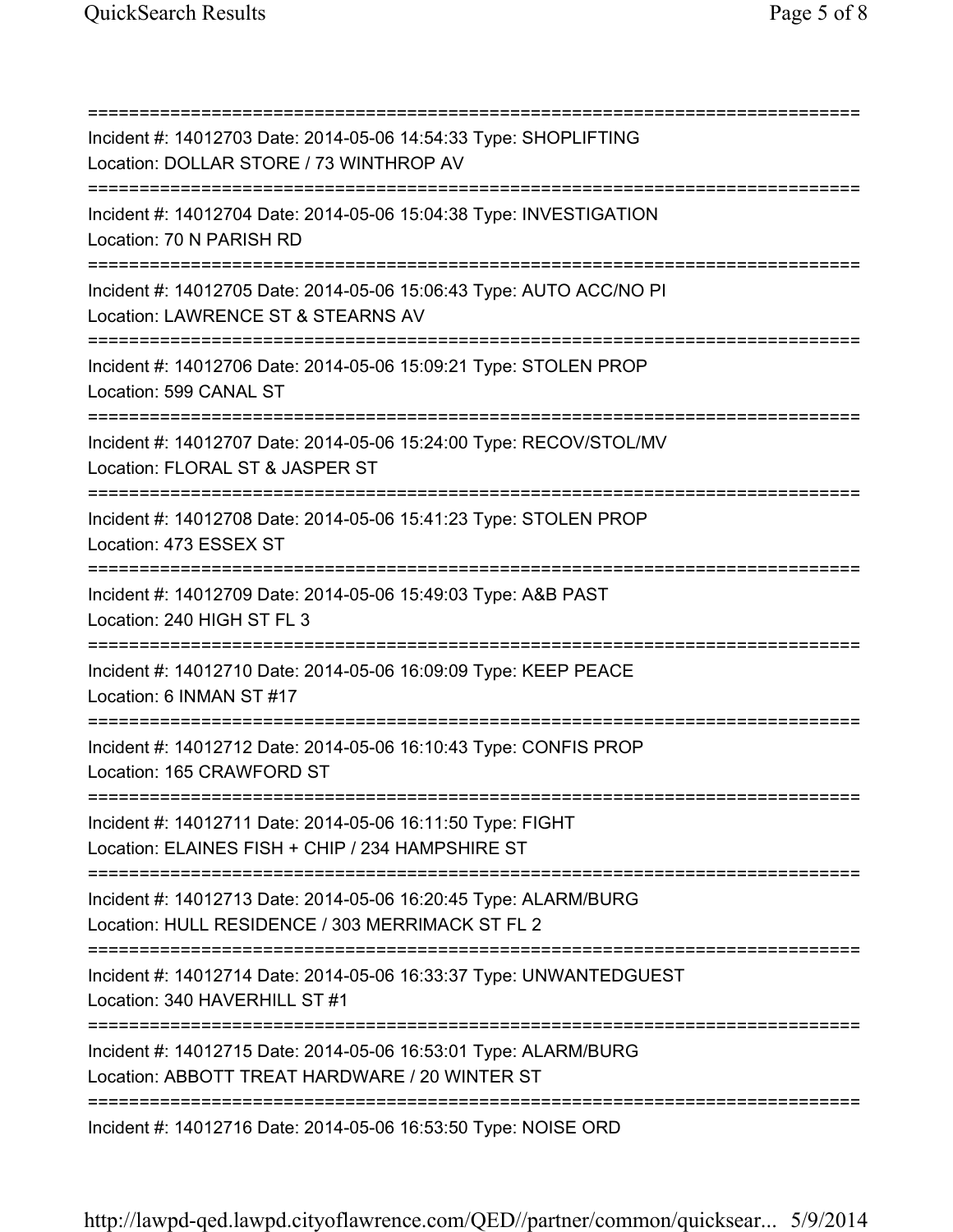===========================================================================
Incident #: 14012703 Date: 2014-05-06 14:54:33 Type: SHOPLIFTING
Location: DOLLAR STORE / 73 WINTHROP AV
===========================================================================
Incident #: 14012704 Date: 2014-05-06 15:04:38 Type: INVESTIGATION
Location: 70 N PARISH RD
===========================================================================
Incident #: 14012705 Date: 2014-05-06 15:06:43 Type: AUTO ACC/NO PI
Location: LAWRENCE ST & STEARNS AV
===========================================================================
Incident #: 14012706 Date: 2014-05-06 15:09:21 Type: STOLEN PROP
Location: 599 CANAL ST
===========================================================================
Incident #: 14012707 Date: 2014-05-06 15:24:00 Type: RECOV/STOL/MV
Location: FLORAL ST & JASPER ST
===========================================================================
Incident #: 14012708 Date: 2014-05-06 15:41:23 Type: STOLEN PROP
Location: 473 ESSEX ST
===========================================================================
Incident #: 14012709 Date: 2014-05-06 15:49:03 Type: A&B PAST
Location: 240 HIGH ST FL 3
===========================================================================
Incident #: 14012710 Date: 2014-05-06 16:09:09 Type: KEEP PEACE
Location: 6 INMAN ST #17
===========================================================================
Incident #: 14012712 Date: 2014-05-06 16:10:43 Type: CONFIS PROP
Location: 165 CRAWFORD ST
===========================================================================
Incident #: 14012711 Date: 2014-05-06 16:11:50 Type: FIGHT
Location: ELAINES FISH + CHIP / 234 HAMPSHIRE ST
===========================================================================
Incident #: 14012713 Date: 2014-05-06 16:20:45 Type: ALARM/BURG
Location: HULL RESIDENCE / 303 MERRIMACK ST FL 2
===========================================================================
Incident #: 14012714 Date: 2014-05-06 16:33:37 Type: UNWANTEDGUEST
Location: 340 HAVERHILL ST #1
===========================================================================
Incident #: 14012715 Date: 2014-05-06 16:53:01 Type: ALARM/BURG
Location: ABBOTT TREAT HARDWARE / 20 WINTER ST
===========================================================================
Incident #: 14012716 Date: 2014-05-06 16:53:50 Type: NOISE ORD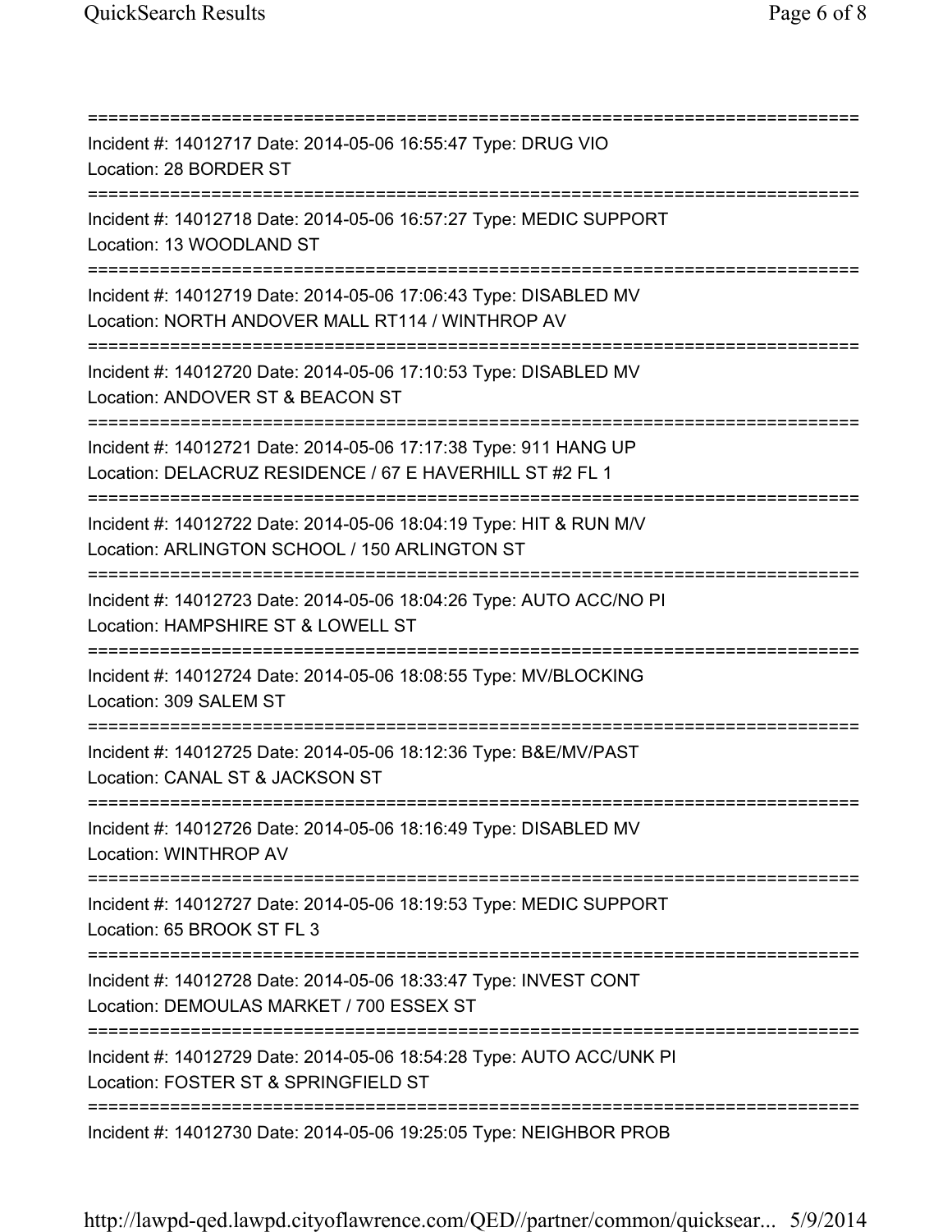===========================================================================
Incident #: 14012717 Date: 2014-05-06 16:55:47 Type: DRUG VIO
Location: 28 BORDER ST
===========================================================================
Incident #: 14012718 Date: 2014-05-06 16:57:27 Type: MEDIC SUPPORT
Location: 13 WOODLAND ST
===========================================================================
Incident #: 14012719 Date: 2014-05-06 17:06:43 Type: DISABLED MV
Location: NORTH ANDOVER MALL RT114 / WINTHROP AV
===========================================================================
Incident #: 14012720 Date: 2014-05-06 17:10:53 Type: DISABLED MV
Location: ANDOVER ST & BEACON ST
===========================================================================
Incident #: 14012721 Date: 2014-05-06 17:17:38 Type: 911 HANG UP
Location: DELACRUZ RESIDENCE / 67 E HAVERHILL ST #2 FL 1
===========================================================================
Incident #: 14012722 Date: 2014-05-06 18:04:19 Type: HIT & RUN M/V
Location: ARLINGTON SCHOOL / 150 ARLINGTON ST
===========================================================================
Incident #: 14012723 Date: 2014-05-06 18:04:26 Type: AUTO ACC/NO PI
Location: HAMPSHIRE ST & LOWELL ST
===========================================================================
Incident #: 14012724 Date: 2014-05-06 18:08:55 Type: MV/BLOCKING
Location: 309 SALEM ST
===========================================================================
Incident #: 14012725 Date: 2014-05-06 18:12:36 Type: B&E/MV/PAST
Location: CANAL ST & JACKSON ST
===========================================================================
Incident #: 14012726 Date: 2014-05-06 18:16:49 Type: DISABLED MV
Location: WINTHROP AV
===========================================================================
Incident #: 14012727 Date: 2014-05-06 18:19:53 Type: MEDIC SUPPORT
Location: 65 BROOK ST FL 3
===========================================================================
Incident #: 14012728 Date: 2014-05-06 18:33:47 Type: INVEST CONT
Location: DEMOULAS MARKET / 700 ESSEX ST
===========================================================================
Incident #: 14012729 Date: 2014-05-06 18:54:28 Type: AUTO ACC/UNK PI
Location: FOSTER ST & SPRINGFIELD ST
===========================================================================
Incident #: 14012730 Date: 2014-05-06 19:25:05 Type: NEIGHBOR PROB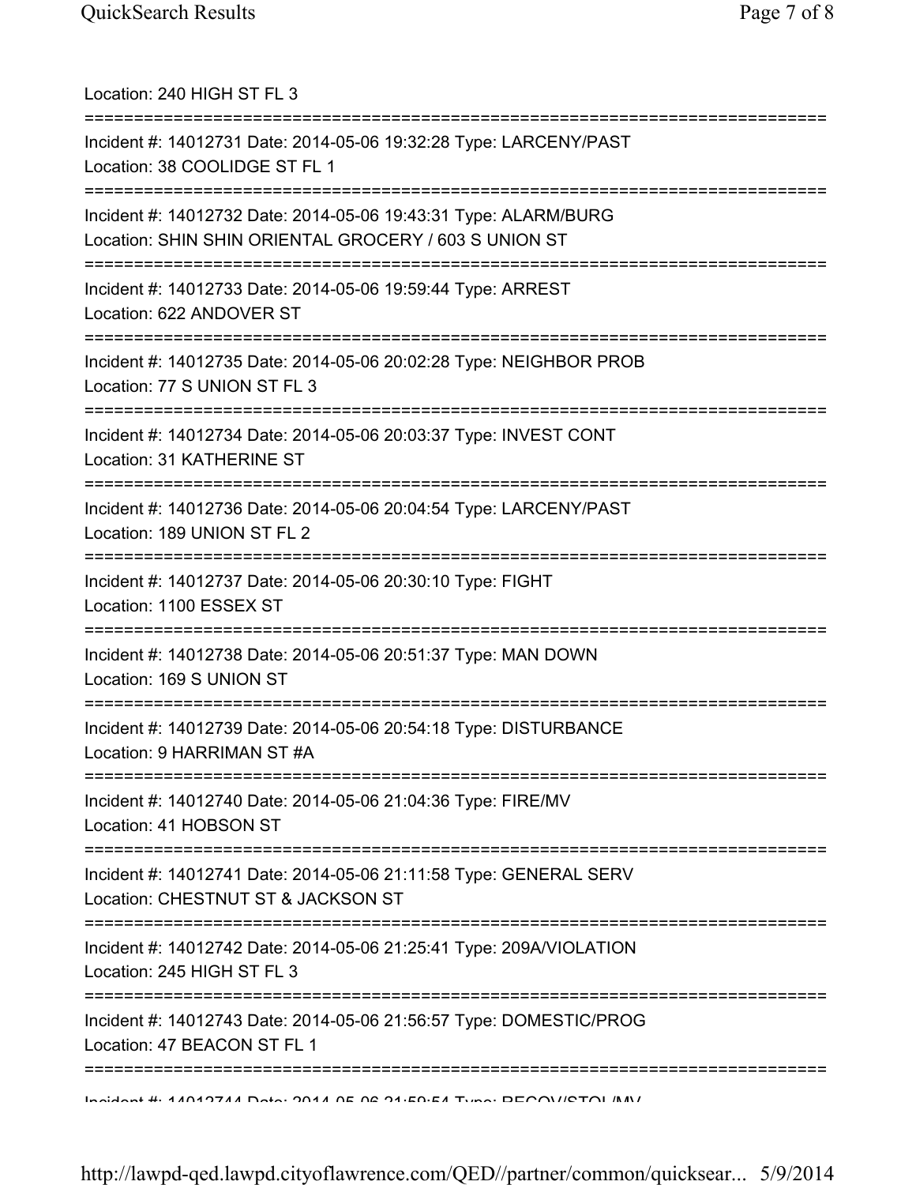Location: 240 HIGH ST FL 3

===========================================================================

Incident #: 14012731 Date: 2014-05-06 19:32:28 Type: LARCENY/PAST
Location: 38 COOLIDGE ST FL 1

===========================================================================

Incident #: 14012732 Date: 2014-05-06 19:43:31 Type: ALARM/BURG
Location: SHIN SHIN ORIENTAL GROCERY / 603 S UNION ST

===========================================================================

Incident #: 14012733 Date: 2014-05-06 19:59:44 Type: ARREST
Location: 622 ANDOVER ST

===========================================================================

Incident #: 14012735 Date: 2014-05-06 20:02:28 Type: NEIGHBOR PROB
Location: 77 S UNION ST FL 3

===========================================================================

Incident #: 14012734 Date: 2014-05-06 20:03:37 Type: INVEST CONT
Location: 31 KATHERINE ST

===========================================================================

Incident #: 14012736 Date: 2014-05-06 20:04:54 Type: LARCENY/PAST
Location: 189 UNION ST FL 2

===========================================================================

Incident #: 14012737 Date: 2014-05-06 20:30:10 Type: FIGHT
Location: 1100 ESSEX ST

===========================================================================

Incident #: 14012738 Date: 2014-05-06 20:51:37 Type: MAN DOWN
Location: 169 S UNION ST

===========================================================================

Incident #: 14012739 Date: 2014-05-06 20:54:18 Type: DISTURBANCE
Location: 9 HARRIMAN ST #A

===========================================================================

Incident #: 14012740 Date: 2014-05-06 21:04:36 Type: FIRE/MV
Location: 41 HOBSON ST

===========================================================================

Incident #: 14012741 Date: 2014-05-06 21:11:58 Type: GENERAL SERV
Location: CHESTNUT ST & JACKSON ST

===========================================================================

Incident #: 14012742 Date: 2014-05-06 21:25:41 Type: 209A/VIOLATION
Location: 245 HIGH ST FL 3

===========================================================================

Incident #: 14012743 Date: 2014-05-06 21:56:57 Type: DOMESTIC/PROG
Location: 47 BEACON ST FL 1

===========================================================================

Incident #: 14012744 Date: 2014-05-06 21:59:54 Type: RECOV/STOL/MV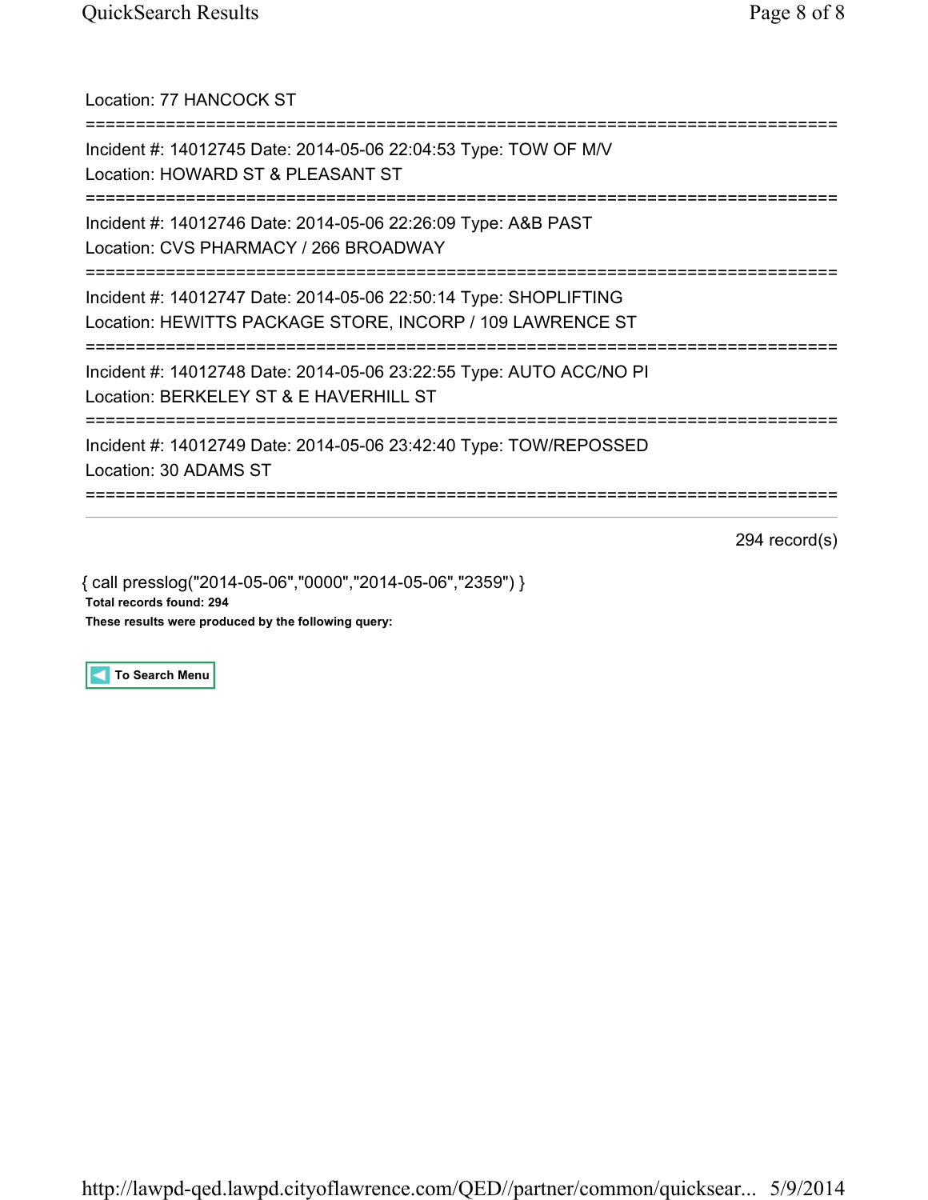Location: 77 HANCOCK ST

===========================================================================

Incident #: 14012745 Date: 2014-05-06 22:04:53 Type: TOW OF M/V

Location: HOWARD ST & PLEASANT ST

===========================================================================

Incident #: 14012746 Date: 2014-05-06 22:26:09 Type: A&B PAST

Location: CVS PHARMACY / 266 BROADWAY

===========================================================================

Incident #: 14012747 Date: 2014-05-06 22:50:14 Type: SHOPLIFTING

Location: HEWITTS PACKAGE STORE, INCORP / 109 LAWRENCE ST

===========================================================================

Incident #: 14012748 Date: 2014-05-06 23:22:55 Type: AUTO ACC/NO PI

Location: BERKELEY ST & E HAVERHILL ST

===========================================================================

Incident #: 14012749 Date: 2014-05-06 23:42:40 Type: TOW/REPOSSED

Location: 30 ADAMS ST

===========================================================================

---

294 record(s)

{ call presslog("2014-05-06","0000","2014-05-06","2359") }

**Total records found: 294**

**These results were produced by the following query:**

To Search Menu